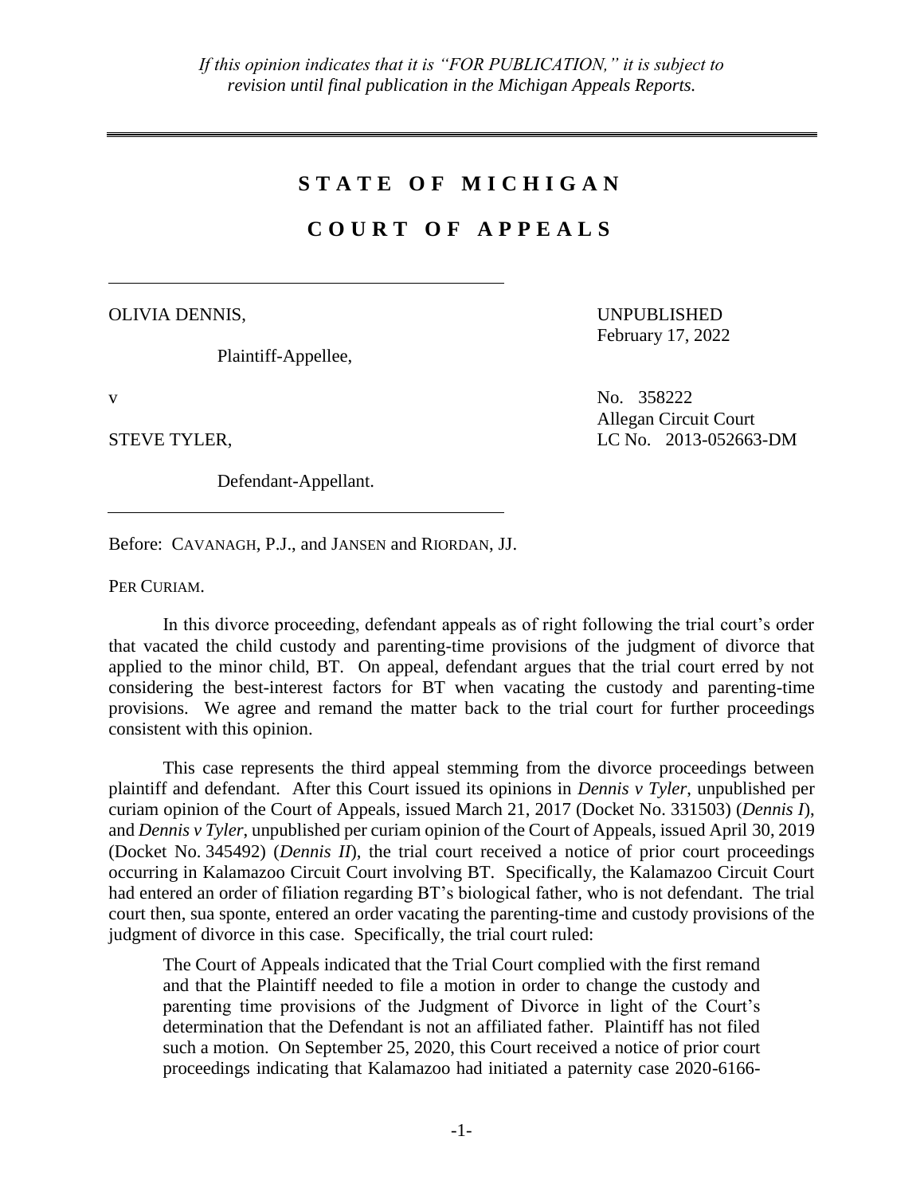*If this opinion indicates that it is "FOR PUBLICATION," it is subject to revision until final publication in the Michigan Appeals Reports.*

# STATE OF MICHIGAN

# COURT OF APPEALS

OLIVIA DENNIS,

Plaintiff-Appellee,

UNPUBLISHED
February 17, 2022

v

No. 358222
Allegan Circuit Court
LC No. 2013-052663-DM

STEVE TYLER,

Defendant-Appellant.

Before: CAVANAGH, P.J., and JANSEN and RIORDAN, JJ.

PER CURIAM.

In this divorce proceeding, defendant appeals as of right following the trial court's order that vacated the child custody and parenting-time provisions of the judgment of divorce that applied to the minor child, BT. On appeal, defendant argues that the trial court erred by not considering the best-interest factors for BT when vacating the custody and parenting-time provisions. We agree and remand the matter back to the trial court for further proceedings consistent with this opinion.

This case represents the third appeal stemming from the divorce proceedings between plaintiff and defendant. After this Court issued its opinions in *Dennis v Tyler*, unpublished per curiam opinion of the Court of Appeals, issued March 21, 2017 (Docket No. 331503) (*Dennis I*), and *Dennis v Tyler*, unpublished per curiam opinion of the Court of Appeals, issued April 30, 2019 (Docket No. 345492) (*Dennis II*), the trial court received a notice of prior court proceedings occurring in Kalamazoo Circuit Court involving BT. Specifically, the Kalamazoo Circuit Court had entered an order of filiation regarding BT's biological father, who is not defendant. The trial court then, sua sponte, entered an order vacating the parenting-time and custody provisions of the judgment of divorce in this case. Specifically, the trial court ruled:

> The Court of Appeals indicated that the Trial Court complied with the first remand and that the Plaintiff needed to file a motion in order to change the custody and parenting time provisions of the Judgment of Divorce in light of the Court's determination that the Defendant is not an affiliated father. Plaintiff has not filed such a motion. On September 25, 2020, this Court received a notice of prior court proceedings indicating that Kalamazoo had initiated a paternity case 2020-6166-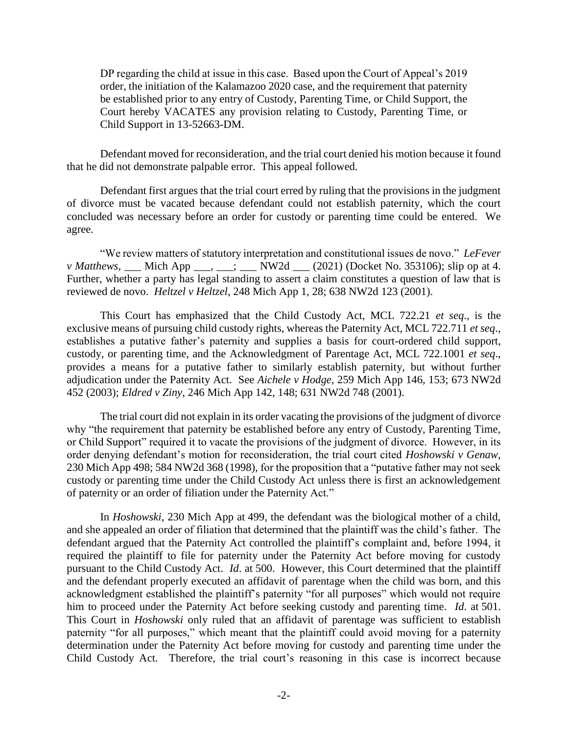DP regarding the child at issue in this case. Based upon the Court of Appeal's 2019 order, the initiation of the Kalamazoo 2020 case, and the requirement that paternity be established prior to any entry of Custody, Parenting Time, or Child Support, the Court hereby VACATES any provision relating to Custody, Parenting Time, or Child Support in 13-52663-DM.

Defendant moved for reconsideration, and the trial court denied his motion because it found that he did not demonstrate palpable error. This appeal followed.

Defendant first argues that the trial court erred by ruling that the provisions in the judgment of divorce must be vacated because defendant could not establish paternity, which the court concluded was necessary before an order for custody or parenting time could be entered. We agree.

"We review matters of statutory interpretation and constitutional issues de novo." *LeFever v Matthews*, ___ Mich App ___, ___; ___ NW2d ___ (2021) (Docket No. 353106); slip op at 4. Further, whether a party has legal standing to assert a claim constitutes a question of law that is reviewed de novo. *Heltzel v Heltzel*, 248 Mich App 1, 28; 638 NW2d 123 (2001).

This Court has emphasized that the Child Custody Act, MCL 722.21 *et seq*., is the exclusive means of pursuing child custody rights, whereas the Paternity Act, MCL 722.711 *et seq*., establishes a putative father's paternity and supplies a basis for court-ordered child support, custody, or parenting time, and the Acknowledgment of Parentage Act, MCL 722.1001 *et seq*., provides a means for a putative father to similarly establish paternity, but without further adjudication under the Paternity Act. See *Aichele v Hodge*, 259 Mich App 146, 153; 673 NW2d 452 (2003); *Eldred v Ziny*, 246 Mich App 142, 148; 631 NW2d 748 (2001).

The trial court did not explain in its order vacating the provisions of the judgment of divorce why "the requirement that paternity be established before any entry of Custody, Parenting Time, or Child Support" required it to vacate the provisions of the judgment of divorce. However, in its order denying defendant's motion for reconsideration, the trial court cited *Hoshowski v Genaw*, 230 Mich App 498; 584 NW2d 368 (1998), for the proposition that a "putative father may not seek custody or parenting time under the Child Custody Act unless there is first an acknowledgement of paternity or an order of filiation under the Paternity Act."

In *Hoshowski*, 230 Mich App at 499, the defendant was the biological mother of a child, and she appealed an order of filiation that determined that the plaintiff was the child's father. The defendant argued that the Paternity Act controlled the plaintiff's complaint and, before 1994, it required the plaintiff to file for paternity under the Paternity Act before moving for custody pursuant to the Child Custody Act. *Id*. at 500. However, this Court determined that the plaintiff and the defendant properly executed an affidavit of parentage when the child was born, and this acknowledgment established the plaintiff's paternity "for all purposes" which would not require him to proceed under the Paternity Act before seeking custody and parenting time. *Id*. at 501. This Court in *Hoshowski* only ruled that an affidavit of parentage was sufficient to establish paternity "for all purposes," which meant that the plaintiff could avoid moving for a paternity determination under the Paternity Act before moving for custody and parenting time under the Child Custody Act. Therefore, the trial court's reasoning in this case is incorrect because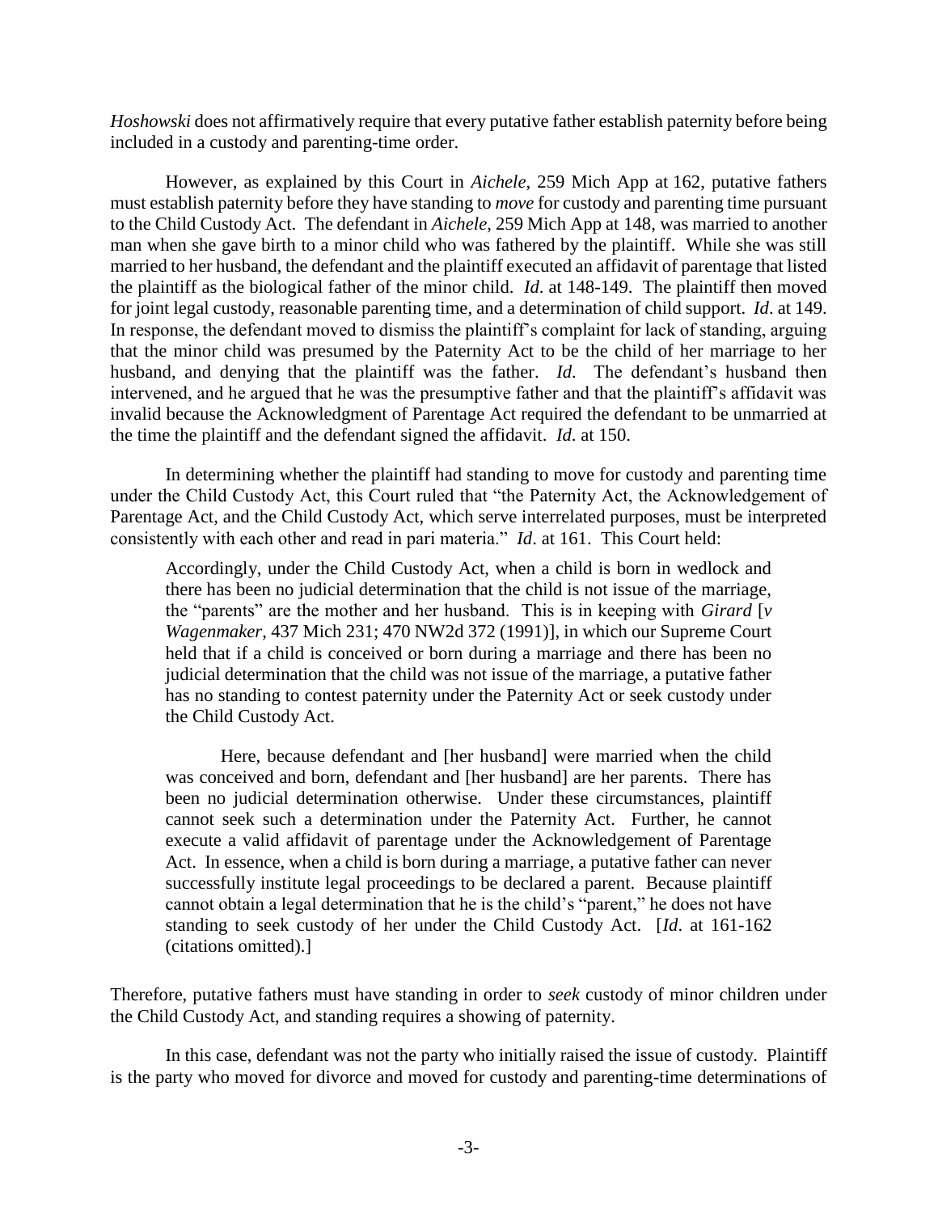*Hoshowski* does not affirmatively require that every putative father establish paternity before being included in a custody and parenting-time order.

However, as explained by this Court in *Aichele*, 259 Mich App at 162, putative fathers must establish paternity before they have standing to *move* for custody and parenting time pursuant to the Child Custody Act. The defendant in *Aichele*, 259 Mich App at 148, was married to another man when she gave birth to a minor child who was fathered by the plaintiff. While she was still married to her husband, the defendant and the plaintiff executed an affidavit of parentage that listed the plaintiff as the biological father of the minor child. *Id*. at 148-149. The plaintiff then moved for joint legal custody, reasonable parenting time, and a determination of child support. *Id*. at 149. In response, the defendant moved to dismiss the plaintiff's complaint for lack of standing, arguing that the minor child was presumed by the Paternity Act to be the child of her marriage to her husband, and denying that the plaintiff was the father. *Id*. The defendant's husband then intervened, and he argued that he was the presumptive father and that the plaintiff's affidavit was invalid because the Acknowledgment of Parentage Act required the defendant to be unmarried at the time the plaintiff and the defendant signed the affidavit. *Id*. at 150.

In determining whether the plaintiff had standing to move for custody and parenting time under the Child Custody Act, this Court ruled that "the Paternity Act, the Acknowledgement of Parentage Act, and the Child Custody Act, which serve interrelated purposes, must be interpreted consistently with each other and read in pari materia." *Id*. at 161. This Court held:

> Accordingly, under the Child Custody Act, when a child is born in wedlock and there has been no judicial determination that the child is not issue of the marriage, the "parents" are the mother and her husband. This is in keeping with *Girard* [*v Wagenmaker*, 437 Mich 231; 470 NW2d 372 (1991)], in which our Supreme Court held that if a child is conceived or born during a marriage and there has been no judicial determination that the child was not issue of the marriage, a putative father has no standing to contest paternity under the Paternity Act or seek custody under the Child Custody Act.
>
> Here, because defendant and [her husband] were married when the child was conceived and born, defendant and [her husband] are her parents. There has been no judicial determination otherwise. Under these circumstances, plaintiff cannot seek such a determination under the Paternity Act. Further, he cannot execute a valid affidavit of parentage under the Acknowledgement of Parentage Act. In essence, when a child is born during a marriage, a putative father can never successfully institute legal proceedings to be declared a parent. Because plaintiff cannot obtain a legal determination that he is the child's "parent," he does not have standing to seek custody of her under the Child Custody Act. [*Id*. at 161-162 (citations omitted).]

Therefore, putative fathers must have standing in order to *seek* custody of minor children under the Child Custody Act, and standing requires a showing of paternity.

In this case, defendant was not the party who initially raised the issue of custody. Plaintiff is the party who moved for divorce and moved for custody and parenting-time determinations of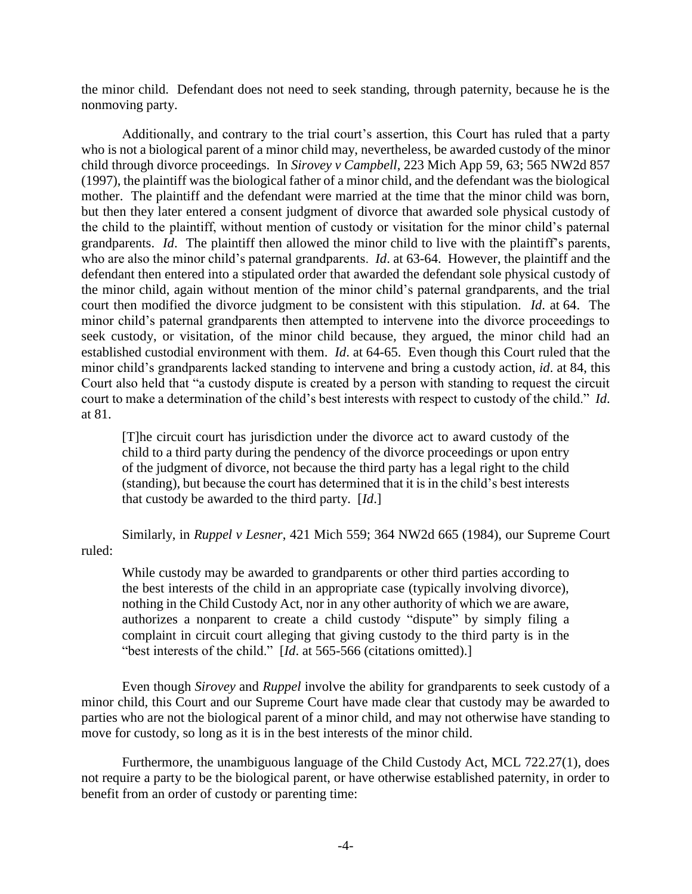the minor child. Defendant does not need to seek standing, through paternity, because he is the nonmoving party.

Additionally, and contrary to the trial court's assertion, this Court has ruled that a party who is not a biological parent of a minor child may, nevertheless, be awarded custody of the minor child through divorce proceedings. In *Sirovey v Campbell*, 223 Mich App 59, 63; 565 NW2d 857 (1997), the plaintiff was the biological father of a minor child, and the defendant was the biological mother. The plaintiff and the defendant were married at the time that the minor child was born, but then they later entered a consent judgment of divorce that awarded sole physical custody of the child to the plaintiff, without mention of custody or visitation for the minor child's paternal grandparents. *Id*. The plaintiff then allowed the minor child to live with the plaintiff's parents, who are also the minor child's paternal grandparents. *Id*. at 63-64. However, the plaintiff and the defendant then entered into a stipulated order that awarded the defendant sole physical custody of the minor child, again without mention of the minor child's paternal grandparents, and the trial court then modified the divorce judgment to be consistent with this stipulation. *Id*. at 64. The minor child's paternal grandparents then attempted to intervene into the divorce proceedings to seek custody, or visitation, of the minor child because, they argued, the minor child had an established custodial environment with them. *Id*. at 64-65. Even though this Court ruled that the minor child's grandparents lacked standing to intervene and bring a custody action, *id*. at 84, this Court also held that "a custody dispute is created by a person with standing to request the circuit court to make a determination of the child's best interests with respect to custody of the child." *Id*. at 81.

> [T]he circuit court has jurisdiction under the divorce act to award custody of the child to a third party during the pendency of the divorce proceedings or upon entry of the judgment of divorce, not because the third party has a legal right to the child (standing), but because the court has determined that it is in the child's best interests that custody be awarded to the third party. [*Id*.]

Similarly, in *Ruppel v Lesner*, 421 Mich 559; 364 NW2d 665 (1984), our Supreme Court ruled:

> While custody may be awarded to grandparents or other third parties according to the best interests of the child in an appropriate case (typically involving divorce), nothing in the Child Custody Act, nor in any other authority of which we are aware, authorizes a nonparent to create a child custody "dispute" by simply filing a complaint in circuit court alleging that giving custody to the third party is in the "best interests of the child." [*Id*. at 565-566 (citations omitted).]

Even though *Sirovey* and *Ruppel* involve the ability for grandparents to seek custody of a minor child, this Court and our Supreme Court have made clear that custody may be awarded to parties who are not the biological parent of a minor child, and may not otherwise have standing to move for custody, so long as it is in the best interests of the minor child.

Furthermore, the unambiguous language of the Child Custody Act, MCL 722.27(1), does not require a party to be the biological parent, or have otherwise established paternity, in order to benefit from an order of custody or parenting time: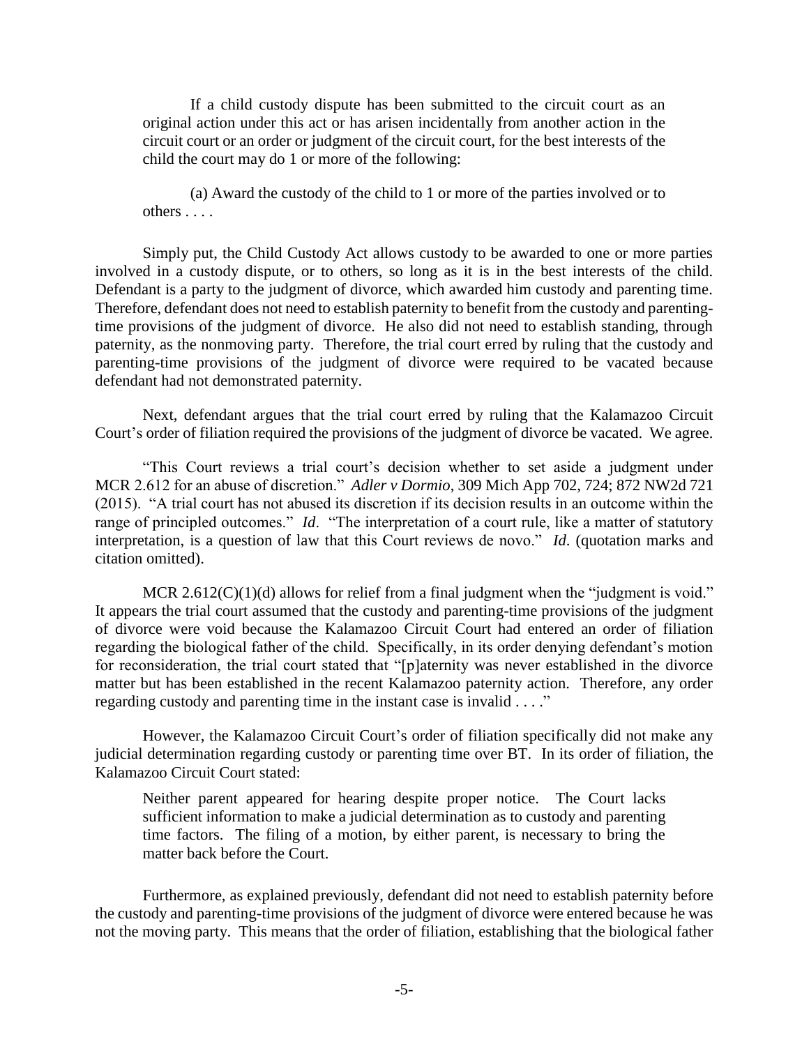> If a child custody dispute has been submitted to the circuit court as an original action under this act or has arisen incidentally from another action in the circuit court or an order or judgment of the circuit court, for the best interests of the child the court may do 1 or more of the following:
>
> (a) Award the custody of the child to 1 or more of the parties involved or to others . . . .

Simply put, the Child Custody Act allows custody to be awarded to one or more parties involved in a custody dispute, or to others, so long as it is in the best interests of the child. Defendant is a party to the judgment of divorce, which awarded him custody and parenting time. Therefore, defendant does not need to establish paternity to benefit from the custody and parenting-time provisions of the judgment of divorce. He also did not need to establish standing, through paternity, as the nonmoving party. Therefore, the trial court erred by ruling that the custody and parenting-time provisions of the judgment of divorce were required to be vacated because defendant had not demonstrated paternity.

Next, defendant argues that the trial court erred by ruling that the Kalamazoo Circuit Court's order of filiation required the provisions of the judgment of divorce be vacated. We agree.

"This Court reviews a trial court's decision whether to set aside a judgment under MCR 2.612 for an abuse of discretion." *Adler v Dormio*, 309 Mich App 702, 724; 872 NW2d 721 (2015). "A trial court has not abused its discretion if its decision results in an outcome within the range of principled outcomes." *Id*. "The interpretation of a court rule, like a matter of statutory interpretation, is a question of law that this Court reviews de novo." *Id*. (quotation marks and citation omitted).

MCR 2.612(C)(1)(d) allows for relief from a final judgment when the "judgment is void." It appears the trial court assumed that the custody and parenting-time provisions of the judgment of divorce were void because the Kalamazoo Circuit Court had entered an order of filiation regarding the biological father of the child. Specifically, in its order denying defendant's motion for reconsideration, the trial court stated that "[p]aternity was never established in the divorce matter but has been established in the recent Kalamazoo paternity action. Therefore, any order regarding custody and parenting time in the instant case is invalid . . . ."

However, the Kalamazoo Circuit Court's order of filiation specifically did not make any judicial determination regarding custody or parenting time over BT. In its order of filiation, the Kalamazoo Circuit Court stated:

> Neither parent appeared for hearing despite proper notice. The Court lacks sufficient information to make a judicial determination as to custody and parenting time factors. The filing of a motion, by either parent, is necessary to bring the matter back before the Court.

Furthermore, as explained previously, defendant did not need to establish paternity before the custody and parenting-time provisions of the judgment of divorce were entered because he was not the moving party. This means that the order of filiation, establishing that the biological father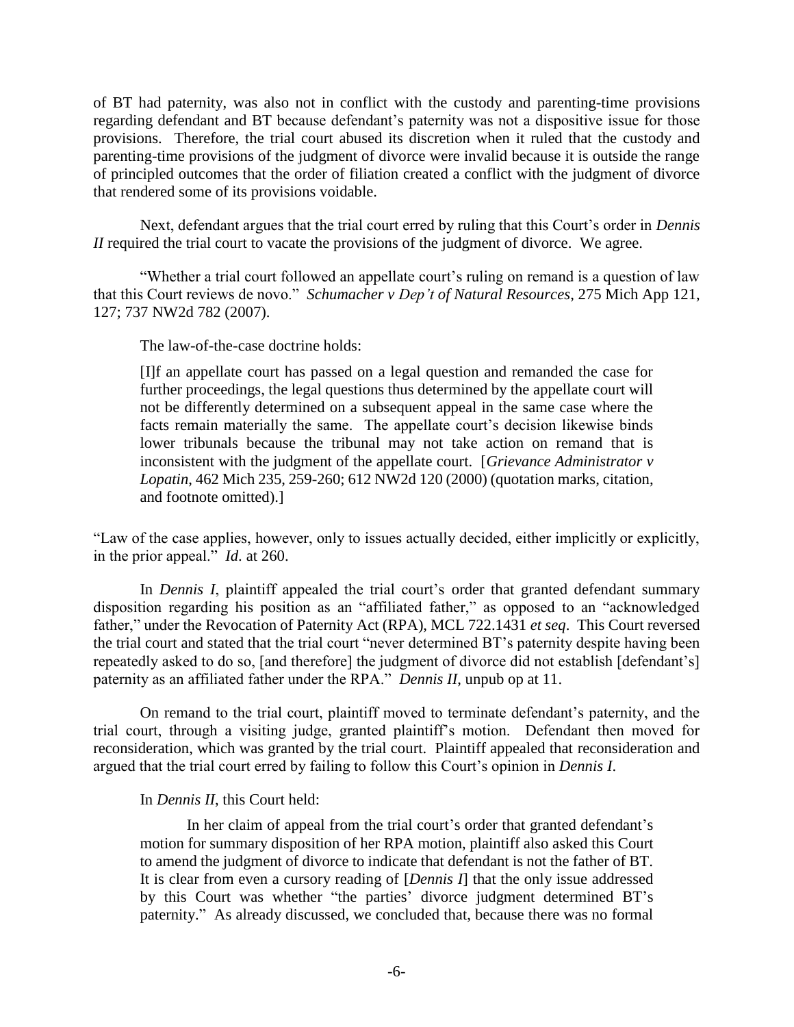of BT had paternity, was also not in conflict with the custody and parenting-time provisions regarding defendant and BT because defendant's paternity was not a dispositive issue for those provisions. Therefore, the trial court abused its discretion when it ruled that the custody and parenting-time provisions of the judgment of divorce were invalid because it is outside the range of principled outcomes that the order of filiation created a conflict with the judgment of divorce that rendered some of its provisions voidable.

Next, defendant argues that the trial court erred by ruling that this Court's order in *Dennis II* required the trial court to vacate the provisions of the judgment of divorce. We agree.

"Whether a trial court followed an appellate court's ruling on remand is a question of law that this Court reviews de novo." *Schumacher v Dep't of Natural Resources*, 275 Mich App 121, 127; 737 NW2d 782 (2007).

The law-of-the-case doctrine holds:

> [I]f an appellate court has passed on a legal question and remanded the case for further proceedings, the legal questions thus determined by the appellate court will not be differently determined on a subsequent appeal in the same case where the facts remain materially the same. The appellate court's decision likewise binds lower tribunals because the tribunal may not take action on remand that is inconsistent with the judgment of the appellate court. [*Grievance Administrator v Lopatin*, 462 Mich 235, 259-260; 612 NW2d 120 (2000) (quotation marks, citation, and footnote omitted).]

"Law of the case applies, however, only to issues actually decided, either implicitly or explicitly, in the prior appeal." *Id.* at 260.

In *Dennis I*, plaintiff appealed the trial court's order that granted defendant summary disposition regarding his position as an "affiliated father," as opposed to an "acknowledged father," under the Revocation of Paternity Act (RPA), MCL 722.1431 *et seq*. This Court reversed the trial court and stated that the trial court "never determined BT's paternity despite having been repeatedly asked to do so, [and therefore] the judgment of divorce did not establish [defendant's] paternity as an affiliated father under the RPA." *Dennis II*, unpub op at 11.

On remand to the trial court, plaintiff moved to terminate defendant's paternity, and the trial court, through a visiting judge, granted plaintiff's motion. Defendant then moved for reconsideration, which was granted by the trial court. Plaintiff appealed that reconsideration and argued that the trial court erred by failing to follow this Court's opinion in *Dennis I*.

In *Dennis II*, this Court held:

> In her claim of appeal from the trial court's order that granted defendant's motion for summary disposition of her RPA motion, plaintiff also asked this Court to amend the judgment of divorce to indicate that defendant is not the father of BT. It is clear from even a cursory reading of [*Dennis I*] that the only issue addressed by this Court was whether "the parties' divorce judgment determined BT's paternity." As already discussed, we concluded that, because there was no formal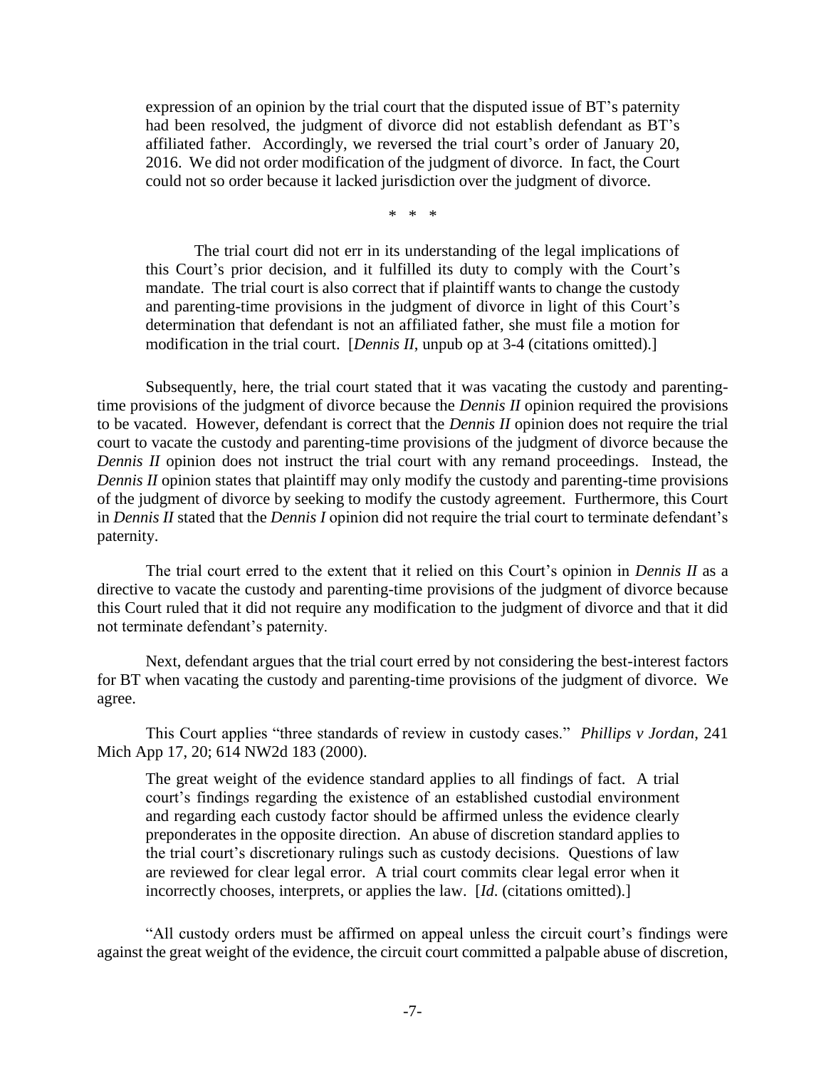> expression of an opinion by the trial court that the disputed issue of BT's paternity had been resolved, the judgment of divorce did not establish defendant as BT's affiliated father. Accordingly, we reversed the trial court's order of January 20, 2016. We did not order modification of the judgment of divorce. In fact, the Court could not so order because it lacked jurisdiction over the judgment of divorce.
>
> \* \* \*
>
> The trial court did not err in its understanding of the legal implications of this Court's prior decision, and it fulfilled its duty to comply with the Court's mandate. The trial court is also correct that if plaintiff wants to change the custody and parenting-time provisions in the judgment of divorce in light of this Court's determination that defendant is not an affiliated father, she must file a motion for modification in the trial court. [*Dennis II*, unpub op at 3-4 (citations omitted).]

Subsequently, here, the trial court stated that it was vacating the custody and parenting-time provisions of the judgment of divorce because the *Dennis II* opinion required the provisions to be vacated. However, defendant is correct that the *Dennis II* opinion does not require the trial court to vacate the custody and parenting-time provisions of the judgment of divorce because the *Dennis II* opinion does not instruct the trial court with any remand proceedings. Instead, the *Dennis II* opinion states that plaintiff may only modify the custody and parenting-time provisions of the judgment of divorce by seeking to modify the custody agreement. Furthermore, this Court in *Dennis II* stated that the *Dennis I* opinion did not require the trial court to terminate defendant's paternity.

The trial court erred to the extent that it relied on this Court's opinion in *Dennis II* as a directive to vacate the custody and parenting-time provisions of the judgment of divorce because this Court ruled that it did not require any modification to the judgment of divorce and that it did not terminate defendant's paternity.

Next, defendant argues that the trial court erred by not considering the best-interest factors for BT when vacating the custody and parenting-time provisions of the judgment of divorce. We agree.

This Court applies "three standards of review in custody cases." *Phillips v Jordan*, 241 Mich App 17, 20; 614 NW2d 183 (2000).

> The great weight of the evidence standard applies to all findings of fact. A trial court's findings regarding the existence of an established custodial environment and regarding each custody factor should be affirmed unless the evidence clearly preponderates in the opposite direction. An abuse of discretion standard applies to the trial court's discretionary rulings such as custody decisions. Questions of law are reviewed for clear legal error. A trial court commits clear legal error when it incorrectly chooses, interprets, or applies the law. [*Id*. (citations omitted).]

"All custody orders must be affirmed on appeal unless the circuit court's findings were against the great weight of the evidence, the circuit court committed a palpable abuse of discretion,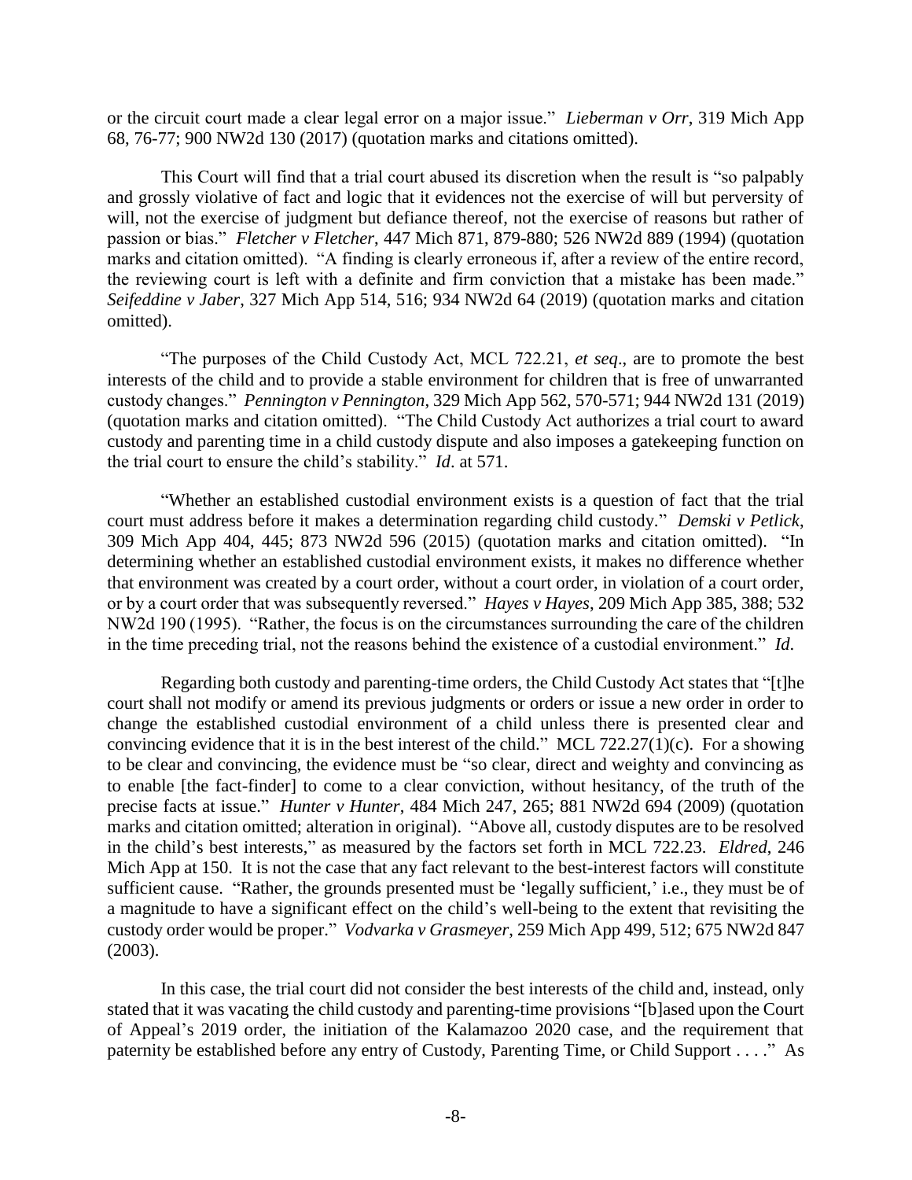or the circuit court made a clear legal error on a major issue." *Lieberman v Orr*, 319 Mich App 68, 76-77; 900 NW2d 130 (2017) (quotation marks and citations omitted).

This Court will find that a trial court abused its discretion when the result is "so palpably and grossly violative of fact and logic that it evidences not the exercise of will but perversity of will, not the exercise of judgment but defiance thereof, not the exercise of reasons but rather of passion or bias." *Fletcher v Fletcher*, 447 Mich 871, 879-880; 526 NW2d 889 (1994) (quotation marks and citation omitted). "A finding is clearly erroneous if, after a review of the entire record, the reviewing court is left with a definite and firm conviction that a mistake has been made." *Seifeddine v Jaber*, 327 Mich App 514, 516; 934 NW2d 64 (2019) (quotation marks and citation omitted).

"The purposes of the Child Custody Act, MCL 722.21, *et seq*., are to promote the best interests of the child and to provide a stable environment for children that is free of unwarranted custody changes." *Pennington v Pennington*, 329 Mich App 562, 570-571; 944 NW2d 131 (2019) (quotation marks and citation omitted). "The Child Custody Act authorizes a trial court to award custody and parenting time in a child custody dispute and also imposes a gatekeeping function on the trial court to ensure the child's stability." *Id*. at 571.

"Whether an established custodial environment exists is a question of fact that the trial court must address before it makes a determination regarding child custody." *Demski v Petlick*, 309 Mich App 404, 445; 873 NW2d 596 (2015) (quotation marks and citation omitted). "In determining whether an established custodial environment exists, it makes no difference whether that environment was created by a court order, without a court order, in violation of a court order, or by a court order that was subsequently reversed." *Hayes v Hayes*, 209 Mich App 385, 388; 532 NW2d 190 (1995). "Rather, the focus is on the circumstances surrounding the care of the children in the time preceding trial, not the reasons behind the existence of a custodial environment." *Id*.

Regarding both custody and parenting-time orders, the Child Custody Act states that "[t]he court shall not modify or amend its previous judgments or orders or issue a new order in order to change the established custodial environment of a child unless there is presented clear and convincing evidence that it is in the best interest of the child." MCL 722.27(1)(c). For a showing to be clear and convincing, the evidence must be "so clear, direct and weighty and convincing as to enable [the fact-finder] to come to a clear conviction, without hesitancy, of the truth of the precise facts at issue." *Hunter v Hunter*, 484 Mich 247, 265; 881 NW2d 694 (2009) (quotation marks and citation omitted; alteration in original). "Above all, custody disputes are to be resolved in the child's best interests," as measured by the factors set forth in MCL 722.23. *Eldred*, 246 Mich App at 150. It is not the case that any fact relevant to the best-interest factors will constitute sufficient cause. "Rather, the grounds presented must be 'legally sufficient,' i.e., they must be of a magnitude to have a significant effect on the child's well-being to the extent that revisiting the custody order would be proper." *Vodvarka v Grasmeyer*, 259 Mich App 499, 512; 675 NW2d 847 (2003).

In this case, the trial court did not consider the best interests of the child and, instead, only stated that it was vacating the child custody and parenting-time provisions "[b]ased upon the Court of Appeal's 2019 order, the initiation of the Kalamazoo 2020 case, and the requirement that paternity be established before any entry of Custody, Parenting Time, or Child Support . . . ." As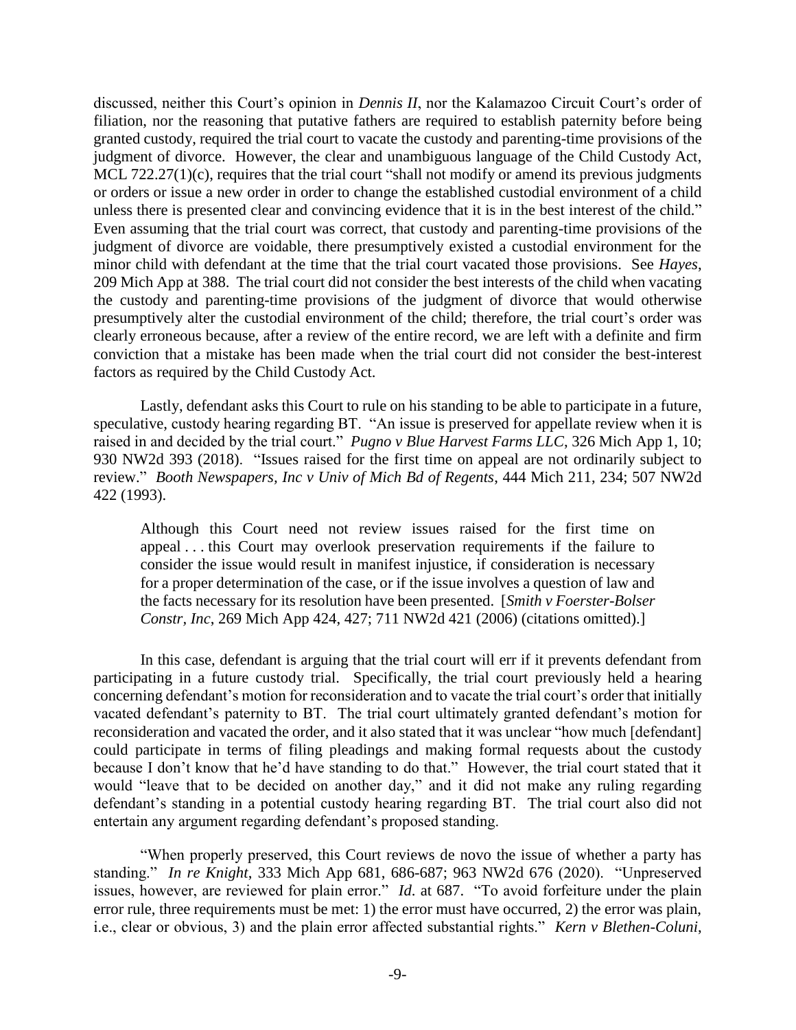discussed, neither this Court's opinion in *Dennis II*, nor the Kalamazoo Circuit Court's order of filiation, nor the reasoning that putative fathers are required to establish paternity before being granted custody, required the trial court to vacate the custody and parenting-time provisions of the judgment of divorce. However, the clear and unambiguous language of the Child Custody Act, MCL 722.27(1)(c), requires that the trial court "shall not modify or amend its previous judgments or orders or issue a new order in order to change the established custodial environment of a child unless there is presented clear and convincing evidence that it is in the best interest of the child." Even assuming that the trial court was correct, that custody and parenting-time provisions of the judgment of divorce are voidable, there presumptively existed a custodial environment for the minor child with defendant at the time that the trial court vacated those provisions. See *Hayes*, 209 Mich App at 388. The trial court did not consider the best interests of the child when vacating the custody and parenting-time provisions of the judgment of divorce that would otherwise presumptively alter the custodial environment of the child; therefore, the trial court's order was clearly erroneous because, after a review of the entire record, we are left with a definite and firm conviction that a mistake has been made when the trial court did not consider the best-interest factors as required by the Child Custody Act.

Lastly, defendant asks this Court to rule on his standing to be able to participate in a future, speculative, custody hearing regarding BT. "An issue is preserved for appellate review when it is raised in and decided by the trial court." *Pugno v Blue Harvest Farms LLC*, 326 Mich App 1, 10; 930 NW2d 393 (2018). "Issues raised for the first time on appeal are not ordinarily subject to review." *Booth Newspapers, Inc v Univ of Mich Bd of Regents*, 444 Mich 211, 234; 507 NW2d 422 (1993).

> Although this Court need not review issues raised for the first time on appeal . . . this Court may overlook preservation requirements if the failure to consider the issue would result in manifest injustice, if consideration is necessary for a proper determination of the case, or if the issue involves a question of law and the facts necessary for its resolution have been presented. [*Smith v Foerster-Bolser Constr, Inc*, 269 Mich App 424, 427; 711 NW2d 421 (2006) (citations omitted).]

In this case, defendant is arguing that the trial court will err if it prevents defendant from participating in a future custody trial. Specifically, the trial court previously held a hearing concerning defendant's motion for reconsideration and to vacate the trial court's order that initially vacated defendant's paternity to BT. The trial court ultimately granted defendant's motion for reconsideration and vacated the order, and it also stated that it was unclear "how much [defendant] could participate in terms of filing pleadings and making formal requests about the custody because I don't know that he'd have standing to do that." However, the trial court stated that it would "leave that to be decided on another day," and it did not make any ruling regarding defendant's standing in a potential custody hearing regarding BT. The trial court also did not entertain any argument regarding defendant's proposed standing.

"When properly preserved, this Court reviews de novo the issue of whether a party has standing." *In re Knight*, 333 Mich App 681, 686-687; 963 NW2d 676 (2020). "Unpreserved issues, however, are reviewed for plain error." *Id.* at 687. "To avoid forfeiture under the plain error rule, three requirements must be met: 1) the error must have occurred, 2) the error was plain, i.e., clear or obvious, 3) and the plain error affected substantial rights." *Kern v Blethen-Coluni*,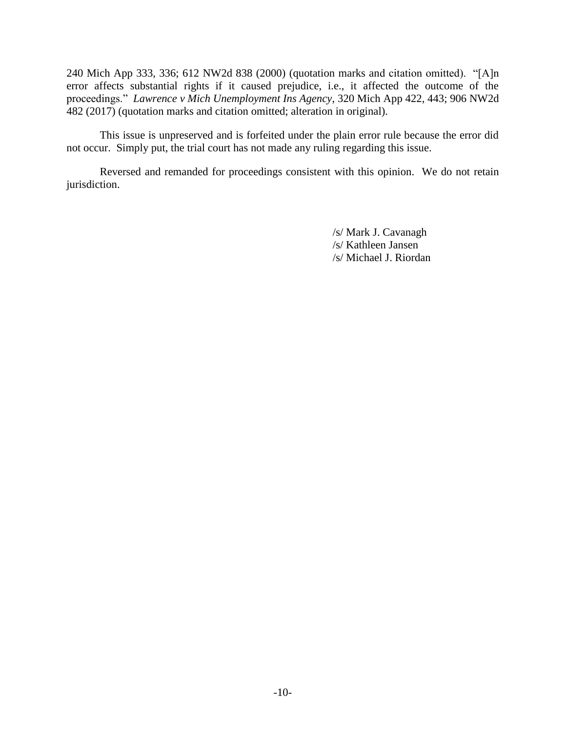240 Mich App 333, 336; 612 NW2d 838 (2000) (quotation marks and citation omitted). "[A]n error affects substantial rights if it caused prejudice, i.e., it affected the outcome of the proceedings." *Lawrence v Mich Unemployment Ins Agency*, 320 Mich App 422, 443; 906 NW2d 482 (2017) (quotation marks and citation omitted; alteration in original).

This issue is unpreserved and is forfeited under the plain error rule because the error did not occur. Simply put, the trial court has not made any ruling regarding this issue.

Reversed and remanded for proceedings consistent with this opinion. We do not retain jurisdiction.

/s/ Mark J. Cavanagh
/s/ Kathleen Jansen
/s/ Michael J. Riordan